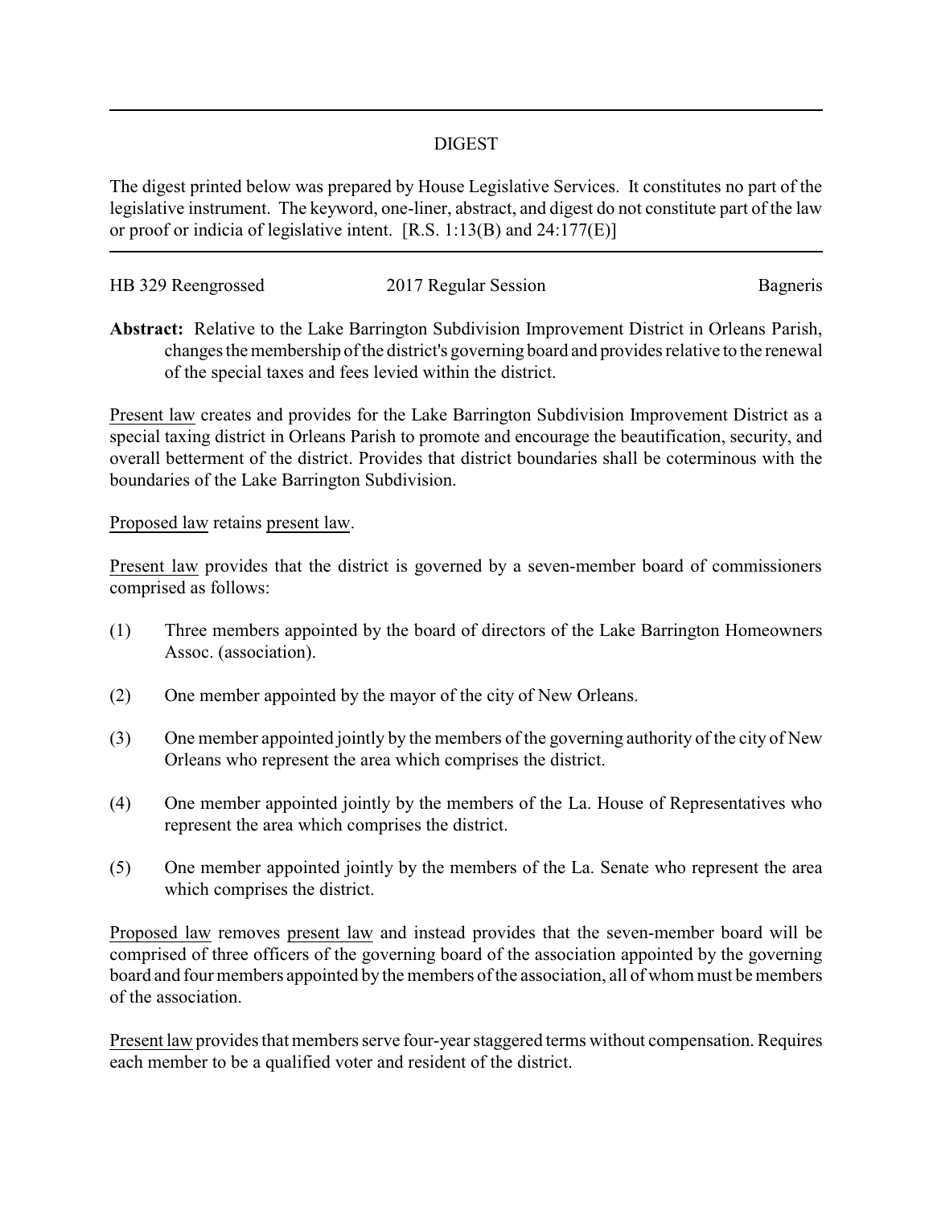# DIGEST

The digest printed below was prepared by House Legislative Services. It constitutes no part of the legislative instrument. The keyword, one-liner, abstract, and digest do not constitute part of the law or proof or indicia of legislative intent. [R.S. 1:13(B) and 24:177(E)]

HB 329 Reengrossed | 2017 Regular Session | Bagneris

**Abstract:** Relative to the Lake Barrington Subdivision Improvement District in Orleans Parish, changes the membership of the district's governing board and provides relative to the renewal of the special taxes and fees levied within the district.

Present law creates and provides for the Lake Barrington Subdivision Improvement District as a special taxing district in Orleans Parish to promote and encourage the beautification, security, and overall betterment of the district. Provides that district boundaries shall be coterminous with the boundaries of the Lake Barrington Subdivision.

Proposed law retains present law.

Present law provides that the district is governed by a seven-member board of commissioners comprised as follows:

(1) Three members appointed by the board of directors of the Lake Barrington Homeowners Assoc. (association).

(2) One member appointed by the mayor of the city of New Orleans.

(3) One member appointed jointly by the members of the governing authority of the city of New Orleans who represent the area which comprises the district.

(4) One member appointed jointly by the members of the La. House of Representatives who represent the area which comprises the district.

(5) One member appointed jointly by the members of the La. Senate who represent the area which comprises the district.

Proposed law removes present law and instead provides that the seven-member board will be comprised of three officers of the governing board of the association appointed by the governing board and four members appointed by the members of the association, all of whom must be members of the association.

Present law provides that members serve four-year staggered terms without compensation. Requires each member to be a qualified voter and resident of the district.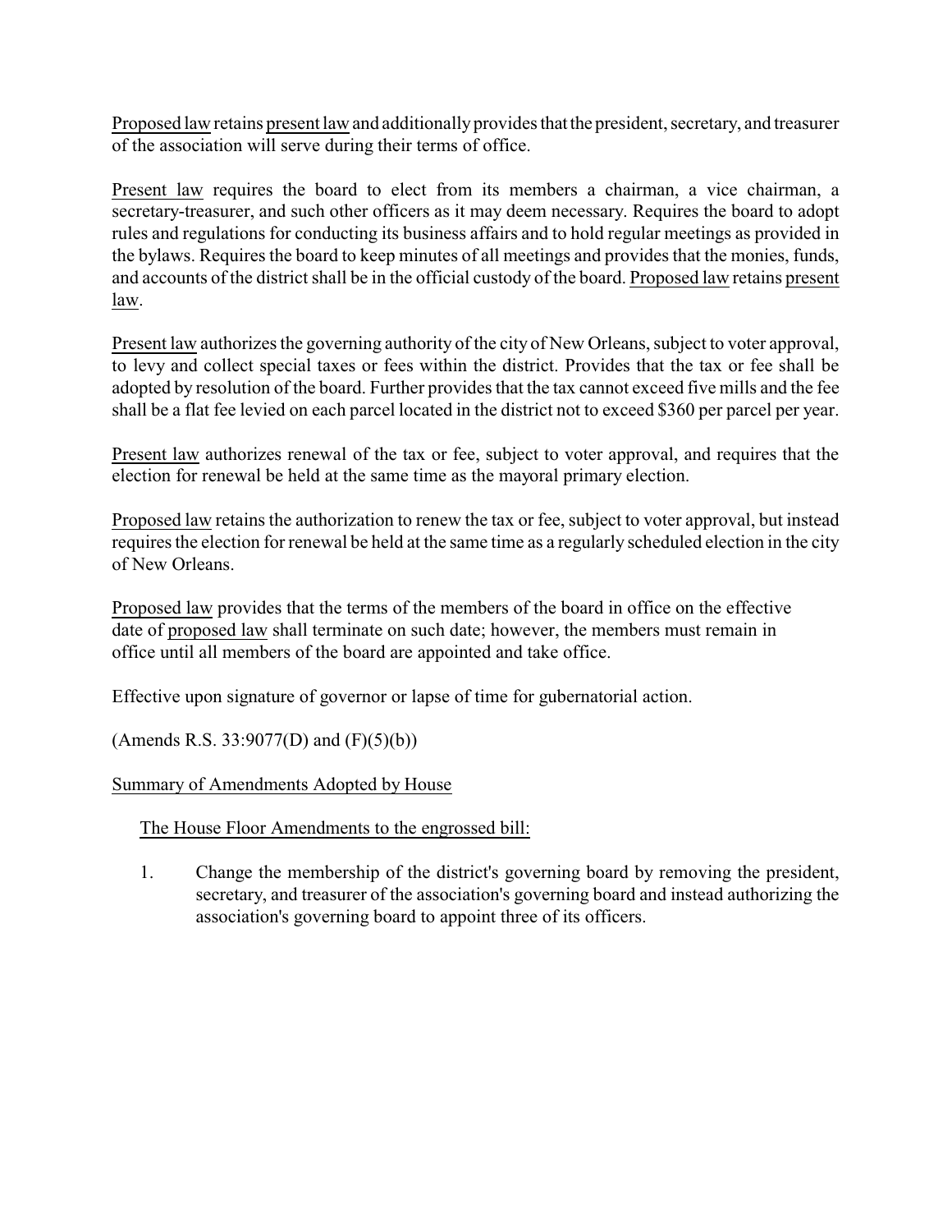Proposed law retains present law and additionally provides that the president, secretary, and treasurer of the association will serve during their terms of office.

Present law requires the board to elect from its members a chairman, a vice chairman, a secretary-treasurer, and such other officers as it may deem necessary. Requires the board to adopt rules and regulations for conducting its business affairs and to hold regular meetings as provided in the bylaws. Requires the board to keep minutes of all meetings and provides that the monies, funds, and accounts of the district shall be in the official custody of the board. Proposed law retains present law.

Present law authorizes the governing authority of the city of New Orleans, subject to voter approval, to levy and collect special taxes or fees within the district. Provides that the tax or fee shall be adopted by resolution of the board. Further provides that the tax cannot exceed five mills and the fee shall be a flat fee levied on each parcel located in the district not to exceed $360 per parcel per year.

Present law authorizes renewal of the tax or fee, subject to voter approval, and requires that the election for renewal be held at the same time as the mayoral primary election.

Proposed law retains the authorization to renew the tax or fee, subject to voter approval, but instead requires the election for renewal be held at the same time as a regularly scheduled election in the city of New Orleans.

Proposed law provides that the terms of the members of the board in office on the effective date of proposed law shall terminate on such date; however, the members must remain in office until all members of the board are appointed and take office.

Effective upon signature of governor or lapse of time for gubernatorial action.

(Amends R.S. 33:9077(D) and (F)(5)(b))

Summary of Amendments Adopted by House

The House Floor Amendments to the engrossed bill:

1. Change the membership of the district's governing board by removing the president, secretary, and treasurer of the association's governing board and instead authorizing the association's governing board to appoint three of its officers.